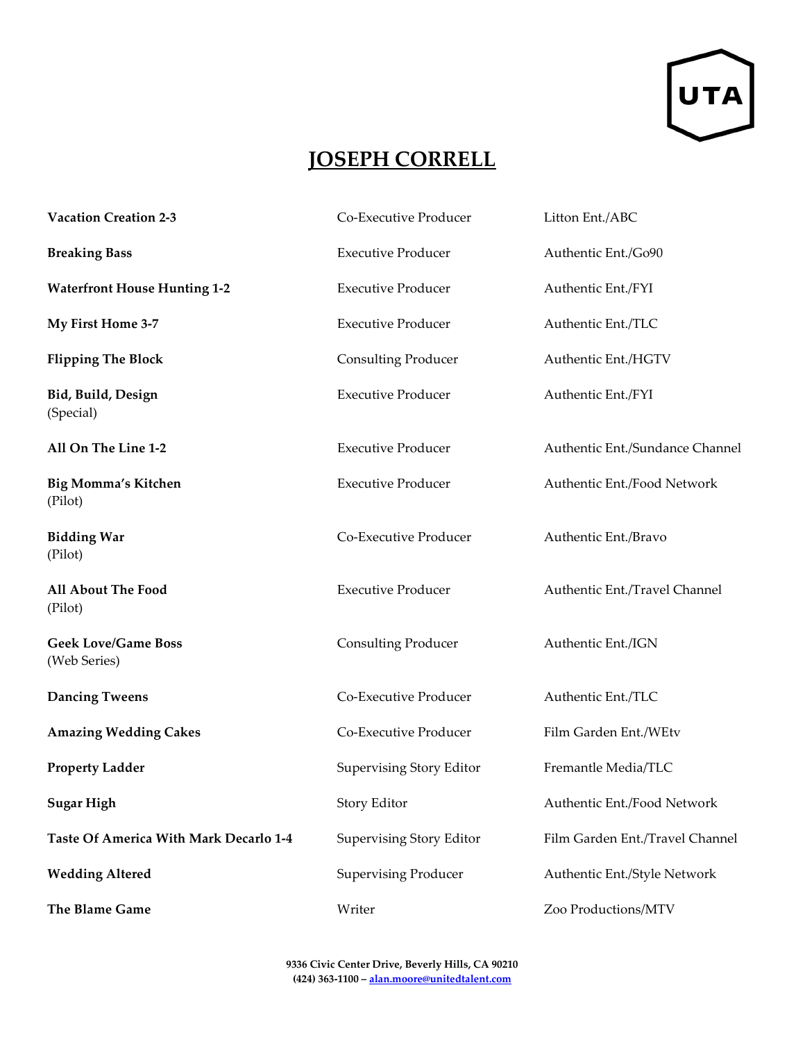# JOSEPH CORRELL

| | | |
|---|---|---|
| **Vacation Creation 2-3** | Co-Executive Producer | Litton Ent./ABC |
| **Breaking Bass** | Executive Producer | Authentic Ent./Go90 |
| **Waterfront House Hunting 1-2** | Executive Producer | Authentic Ent./FYI |
| **My First Home 3-7** | Executive Producer | Authentic Ent./TLC |
| **Flipping The Block** | Consulting Producer | Authentic Ent./HGTV |
| **Bid, Build, Design** (Special) | Executive Producer | Authentic Ent./FYI |
| **All On The Line 1-2** | Executive Producer | Authentic Ent./Sundance Channel |
| **Big Momma's Kitchen** (Pilot) | Executive Producer | Authentic Ent./Food Network |
| **Bidding War** (Pilot) | Co-Executive Producer | Authentic Ent./Bravo |
| **All About The Food** (Pilot) | Executive Producer | Authentic Ent./Travel Channel |
| **Geek Love/Game Boss** (Web Series) | Consulting Producer | Authentic Ent./IGN |
| **Dancing Tweens** | Co-Executive Producer | Authentic Ent./TLC |
| **Amazing Wedding Cakes** | Co-Executive Producer | Film Garden Ent./WEtv |
| **Property Ladder** | Supervising Story Editor | Fremantle Media/TLC |
| **Sugar High** | Story Editor | Authentic Ent./Food Network |
| **Taste Of America With Mark Decarlo 1-4** | Supervising Story Editor | Film Garden Ent./Travel Channel |
| **Wedding Altered** | Supervising Producer | Authentic Ent./Style Network |
| **The Blame Game** | Writer | Zoo Productions/MTV |

**9336 Civic Center Drive, Beverly Hills, CA 90210**
**(424) 363-1100 – alan.moore@unitedtalent.com**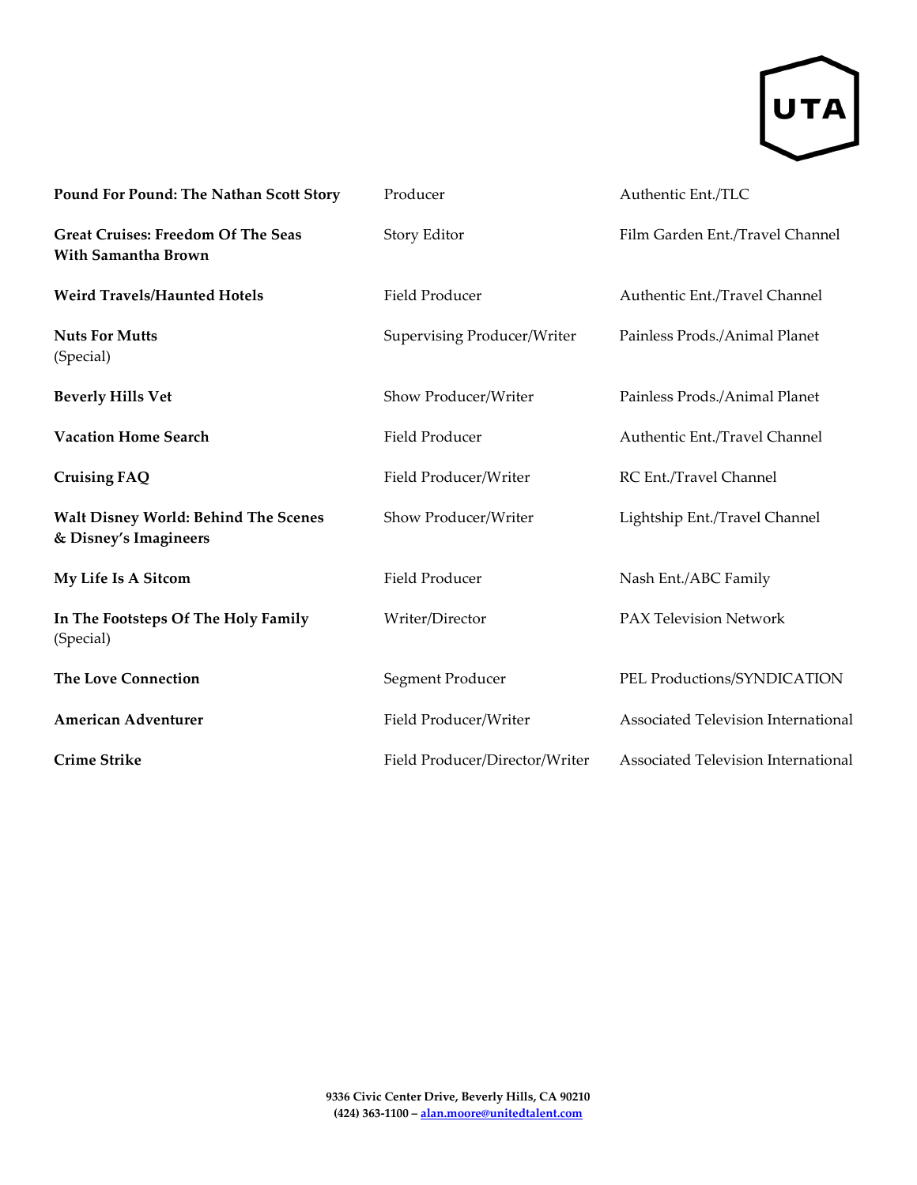| | | |
|---|---|---|
| **Pound For Pound: The Nathan Scott Story** | Producer | Authentic Ent./TLC |
| **Great Cruises: Freedom Of The Seas With Samantha Brown** | Story Editor | Film Garden Ent./Travel Channel |
| **Weird Travels/Haunted Hotels** | Field Producer | Authentic Ent./Travel Channel |
| **Nuts For Mutts** (Special) | Supervising Producer/Writer | Painless Prods./Animal Planet |
| **Beverly Hills Vet** | Show Producer/Writer | Painless Prods./Animal Planet |
| **Vacation Home Search** | Field Producer | Authentic Ent./Travel Channel |
| **Cruising FAQ** | Field Producer/Writer | RC Ent./Travel Channel |
| **Walt Disney World: Behind The Scenes & Disney's Imagineers** | Show Producer/Writer | Lightship Ent./Travel Channel |
| **My Life Is A Sitcom** | Field Producer | Nash Ent./ABC Family |
| **In The Footsteps Of The Holy Family** (Special) | Writer/Director | PAX Television Network |
| **The Love Connection** | Segment Producer | PEL Productions/SYNDICATION |
| **American Adventurer** | Field Producer/Writer | Associated Television International |
| **Crime Strike** | Field Producer/Director/Writer | Associated Television International |